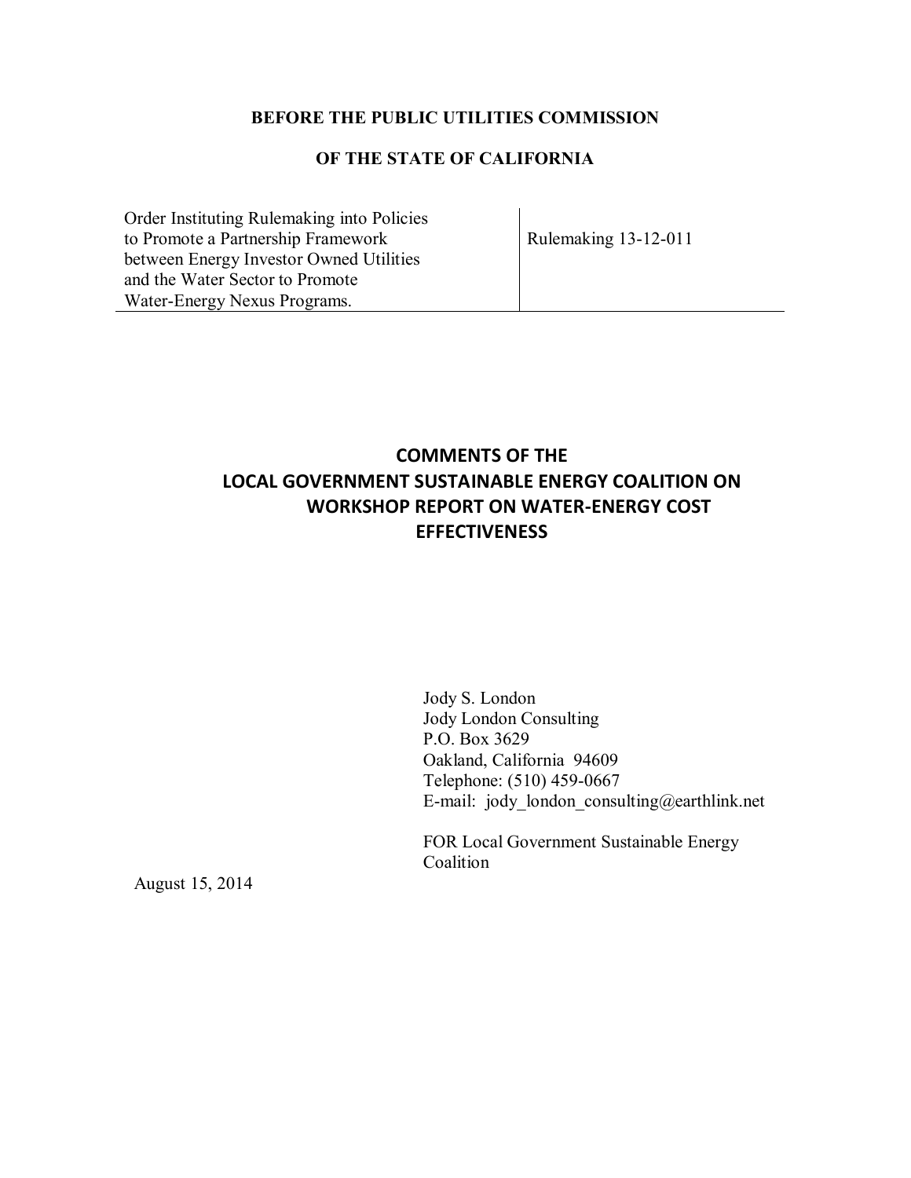**BEFORE THE PUBLIC UTILITIES COMMISSION**

**OF THE STATE OF CALIFORNIA**

| Order Instituting Rulemaking into Policies to Promote a Partnership Framework between Energy Investor Owned Utilities and the Water Sector to Promote Water-Energy Nexus Programs. | Rulemaking 13-12-011 |
|---|---|

# COMMENTS OF THE LOCAL GOVERNMENT SUSTAINABLE ENERGY COALITION ON WORKSHOP REPORT ON WATER-ENERGY COST EFFECTIVENESS

Jody S. London
Jody London Consulting
P.O. Box 3629
Oakland, California 94609
Telephone: (510) 459-0667
E-mail: jody_london_consulting@earthlink.net

FOR Local Government Sustainable Energy Coalition

August 15, 2014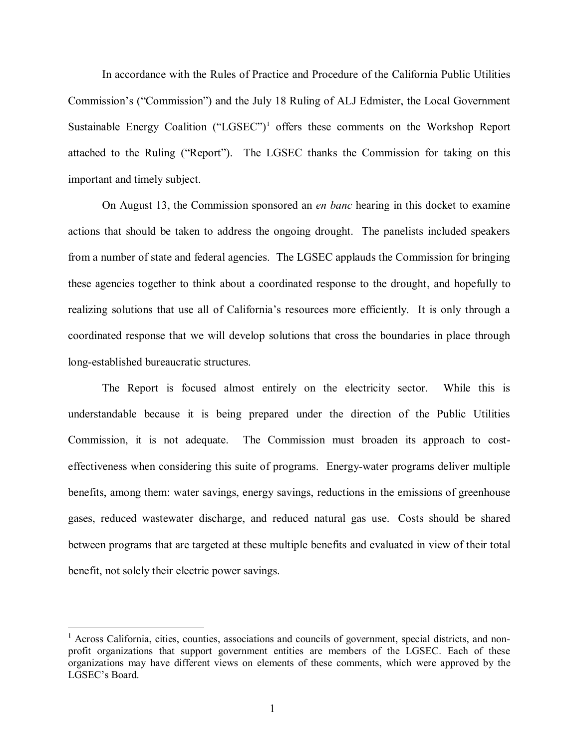In accordance with the Rules of Practice and Procedure of the California Public Utilities Commission's ("Commission") and the July 18 Ruling of ALJ Edmister, the Local Government Sustainable Energy Coalition ("LGSEC")[1] offers these comments on the Workshop Report attached to the Ruling ("Report"). The LGSEC thanks the Commission for taking on this important and timely subject.

On August 13, the Commission sponsored an *en banc* hearing in this docket to examine actions that should be taken to address the ongoing drought. The panelists included speakers from a number of state and federal agencies. The LGSEC applauds the Commission for bringing these agencies together to think about a coordinated response to the drought, and hopefully to realizing solutions that use all of California's resources more efficiently. It is only through a coordinated response that we will develop solutions that cross the boundaries in place through long-established bureaucratic structures.

The Report is focused almost entirely on the electricity sector. While this is understandable because it is being prepared under the direction of the Public Utilities Commission, it is not adequate. The Commission must broaden its approach to cost-effectiveness when considering this suite of programs. Energy-water programs deliver multiple benefits, among them: water savings, energy savings, reductions in the emissions of greenhouse gases, reduced wastewater discharge, and reduced natural gas use. Costs should be shared between programs that are targeted at these multiple benefits and evaluated in view of their total benefit, not solely their electric power savings.

---

[1] Across California, cities, counties, associations and councils of government, special districts, and non-profit organizations that support government entities are members of the LGSEC. Each of these organizations may have different views on elements of these comments, which were approved by the LGSEC's Board.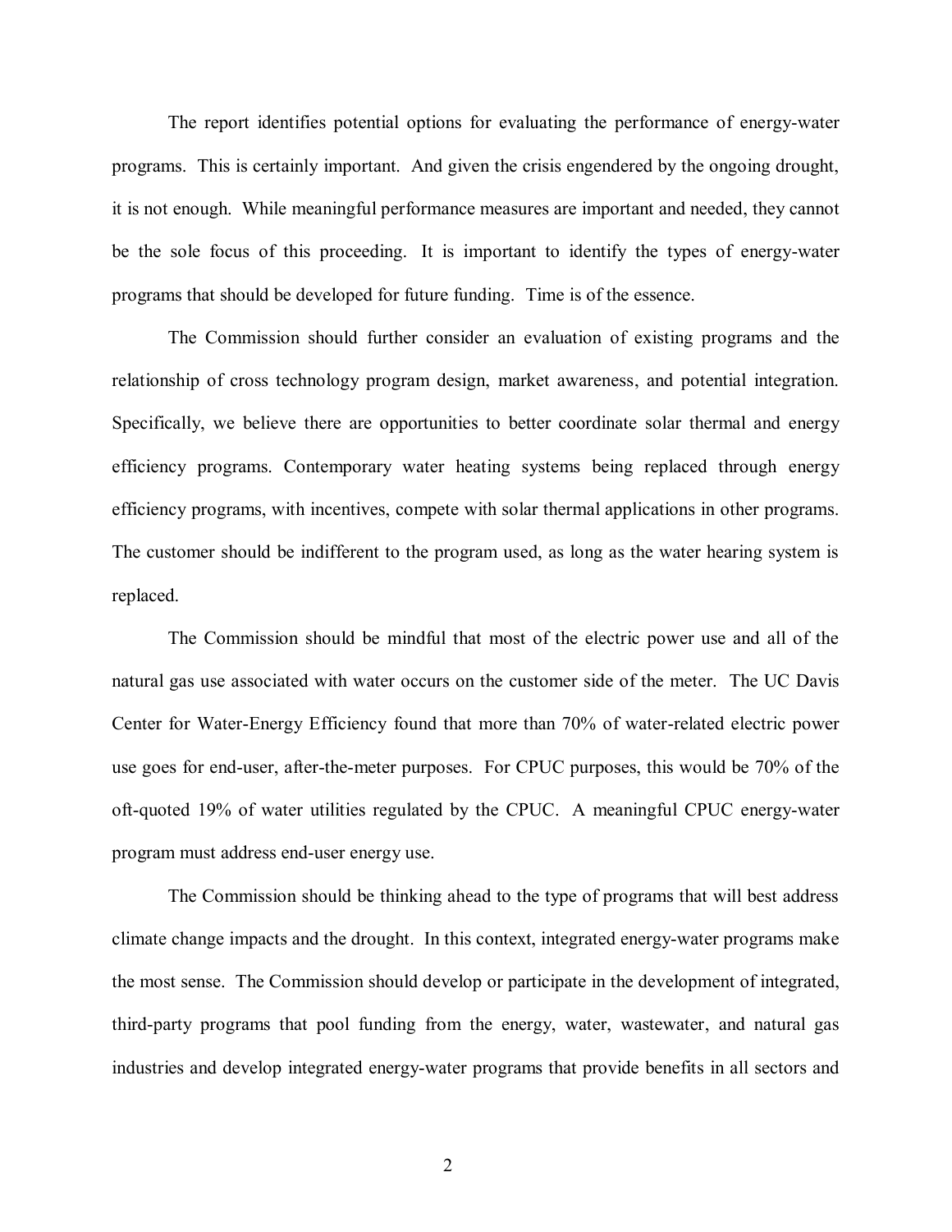The report identifies potential options for evaluating the performance of energy-water programs. This is certainly important. And given the crisis engendered by the ongoing drought, it is not enough. While meaningful performance measures are important and needed, they cannot be the sole focus of this proceeding. It is important to identify the types of energy-water programs that should be developed for future funding. Time is of the essence.

The Commission should further consider an evaluation of existing programs and the relationship of cross technology program design, market awareness, and potential integration. Specifically, we believe there are opportunities to better coordinate solar thermal and energy efficiency programs. Contemporary water heating systems being replaced through energy efficiency programs, with incentives, compete with solar thermal applications in other programs. The customer should be indifferent to the program used, as long as the water hearing system is replaced.

The Commission should be mindful that most of the electric power use and all of the natural gas use associated with water occurs on the customer side of the meter. The UC Davis Center for Water-Energy Efficiency found that more than 70% of water-related electric power use goes for end-user, after-the-meter purposes. For CPUC purposes, this would be 70% of the oft-quoted 19% of water utilities regulated by the CPUC. A meaningful CPUC energy-water program must address end-user energy use.

The Commission should be thinking ahead to the type of programs that will best address climate change impacts and the drought. In this context, integrated energy-water programs make the most sense. The Commission should develop or participate in the development of integrated, third-party programs that pool funding from the energy, water, wastewater, and natural gas industries and develop integrated energy-water programs that provide benefits in all sectors and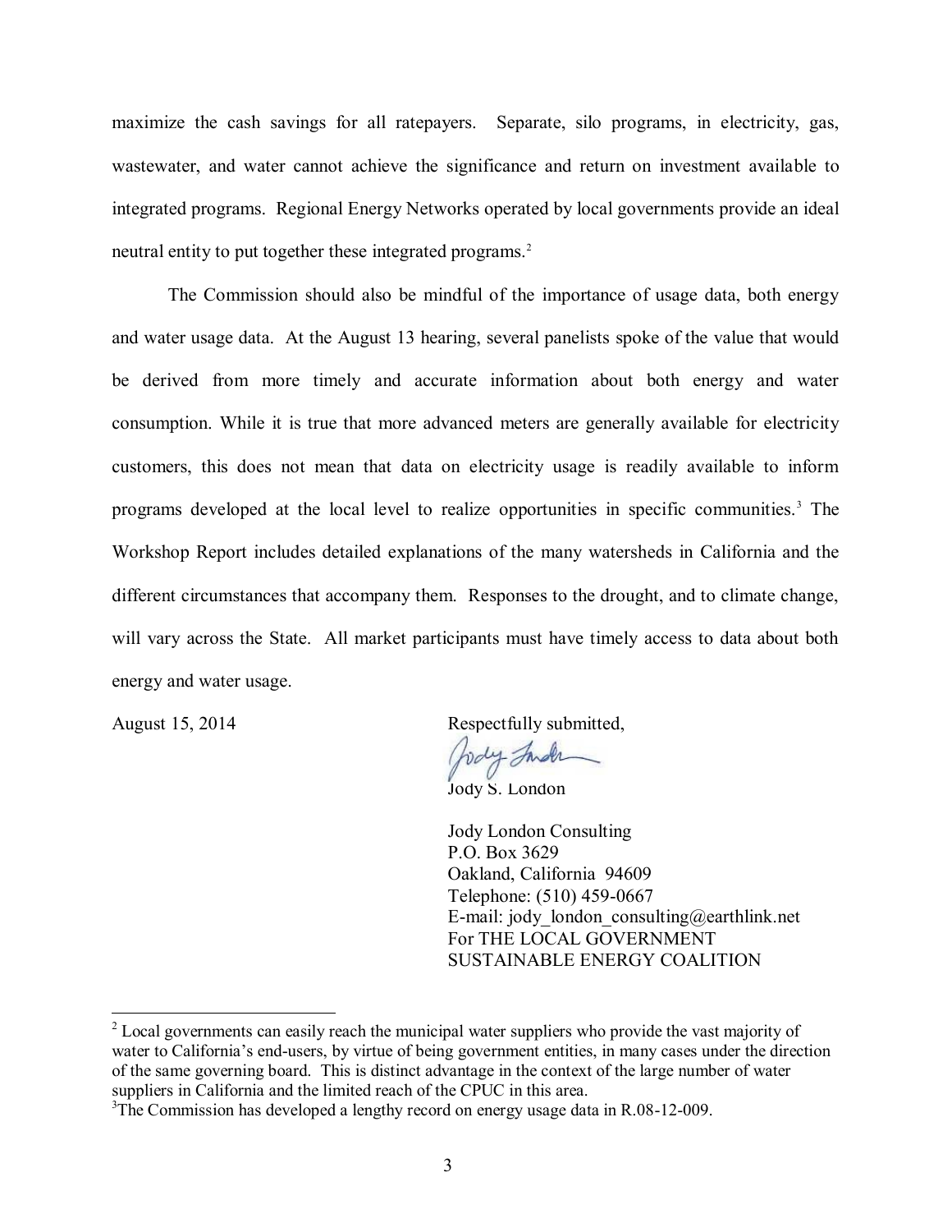maximize the cash savings for all ratepayers. Separate, silo programs, in electricity, gas, wastewater, and water cannot achieve the significance and return on investment available to integrated programs. Regional Energy Networks operated by local governments provide an ideal neutral entity to put together these integrated programs.[2]

The Commission should also be mindful of the importance of usage data, both energy and water usage data. At the August 13 hearing, several panelists spoke of the value that would be derived from more timely and accurate information about both energy and water consumption. While it is true that more advanced meters are generally available for electricity customers, this does not mean that data on electricity usage is readily available to inform programs developed at the local level to realize opportunities in specific communities.[3] The Workshop Report includes detailed explanations of the many watersheds in California and the different circumstances that accompany them. Responses to the drought, and to climate change, will vary across the State. All market participants must have timely access to data about both energy and water usage.

August 15, 2014

Respectfully submitted,

Jody S. London

Jody London Consulting
P.O. Box 3629
Oakland, California 94609
Telephone: (510) 459-0667
E-mail: jody_london_consulting@earthlink.net
For THE LOCAL GOVERNMENT SUSTAINABLE ENERGY COALITION

---

[2] Local governments can easily reach the municipal water suppliers who provide the vast majority of water to California's end-users, by virtue of being government entities, in many cases under the direction of the same governing board. This is distinct advantage in the context of the large number of water suppliers in California and the limited reach of the CPUC in this area.

[3] The Commission has developed a lengthy record on energy usage data in R.08-12-009.